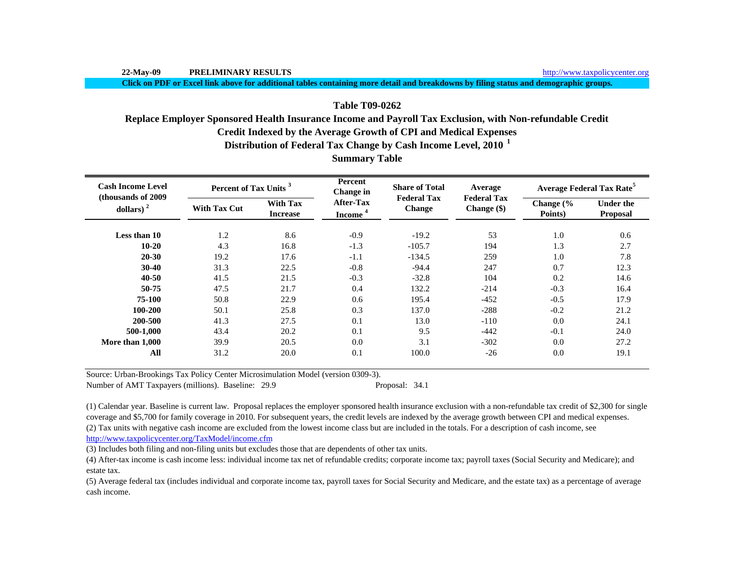22-May-09 **PRELIMINARY RESULTS** http://www.taxpolicycenter.org

**Click on PDF or Excel link above for additional tables containing more detail and breakdowns by filing status and demographic groups.**

## Table T09-0262

## Replace Employer Sponsored Health Insurance Income and Payroll Tax Exclusion, with Non-refundable Credit

## Credit Indexed by the Average Growth of CPI and Medical Expenses

## Distribution of Federal Tax Change by Cash Income Level, 2010 [1]

## Summary Table

| Cash Income Level (thousands of 2009 dollars) [2] | Percent of Tax Units [3] | | Percent Change in After-Tax Income [4] | Share of Total Federal Tax Change | Average Federal Tax Change ($) | Average Federal Tax Rate[5] | |
|---|---|---|---|---|---|---|---|
| | With Tax Cut | With Tax Increase | | | | Change (% Points) | Under the Proposal |
| **Less than 10** | 1.2 | 8.6 | -0.9 | -19.2 | 53 | 1.0 | 0.6 |
| **10-20** | 4.3 | 16.8 | -1.3 | -105.7 | 194 | 1.3 | 2.7 |
| **20-30** | 19.2 | 17.6 | -1.1 | -134.5 | 259 | 1.0 | 7.8 |
| **30-40** | 31.3 | 22.5 | -0.8 | -94.4 | 247 | 0.7 | 12.3 |
| **40-50** | 41.5 | 21.5 | -0.3 | -32.8 | 104 | 0.2 | 14.6 |
| **50-75** | 47.5 | 21.7 | 0.4 | 132.2 | -214 | -0.3 | 16.4 |
| **75-100** | 50.8 | 22.9 | 0.6 | 195.4 | -452 | -0.5 | 17.9 |
| **100-200** | 50.1 | 25.8 | 0.3 | 137.0 | -288 | -0.2 | 21.2 |
| **200-500** | 41.3 | 27.5 | 0.1 | 13.0 | -110 | 0.0 | 24.1 |
| **500-1,000** | 43.4 | 20.2 | 0.1 | 9.5 | -442 | -0.1 | 24.0 |
| **More than 1,000** | 39.9 | 20.5 | 0.0 | 3.1 | -302 | 0.0 | 27.2 |
| **All** | 31.2 | 20.0 | 0.1 | 100.0 | -26 | 0.0 | 19.1 |

Source: Urban-Brookings Tax Policy Center Microsimulation Model (version 0309-3).

Number of AMT Taxpayers (millions). Baseline: 29.9 Proposal: 34.1

(1) Calendar year. Baseline is current law. Proposal replaces the employer sponsored health insurance exclusion with a non-refundable tax credit of $2,300 for single coverage and $5,700 for family coverage in 2010. For subsequent years, the credit levels are indexed by the average growth between CPI and medical expenses.

(2) Tax units with negative cash income are excluded from the lowest income class but are included in the totals. For a description of cash income, see http://www.taxpolicycenter.org/TaxModel/income.cfm

(3) Includes both filing and non-filing units but excludes those that are dependents of other tax units.

(4) After-tax income is cash income less: individual income tax net of refundable credits; corporate income tax; payroll taxes (Social Security and Medicare); and estate tax.

(5) Average federal tax (includes individual and corporate income tax, payroll taxes for Social Security and Medicare, and the estate tax) as a percentage of average cash income.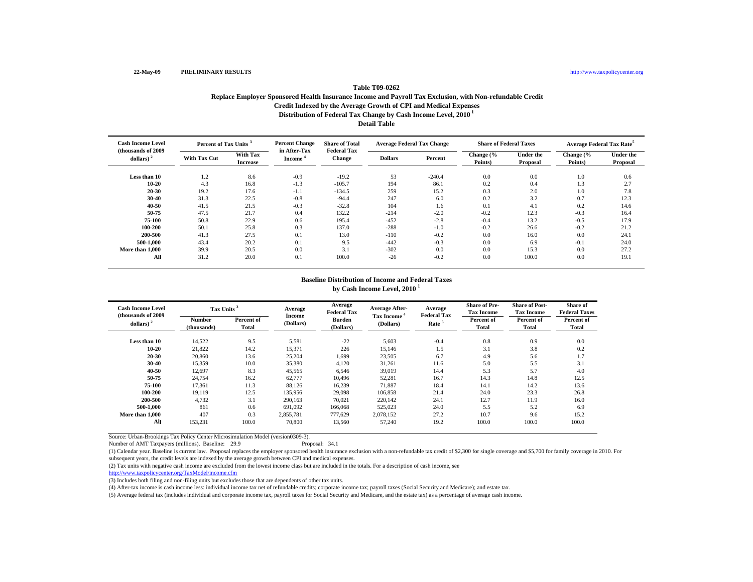22-May-09 PRELIMINARY RESULTS http://www.taxpolicycenter.org

**Table T09-0262**
**Replace Employer Sponsored Health Insurance Income and Payroll Tax Exclusion, with Non-refundable Credit**
**Credit Indexed by the Average Growth of CPI and Medical Expenses**
**Distribution of Federal Tax Change by Cash Income Level, 2010 [1]**
**Detail Table**

| Cash Income Level (thousands of 2009 dollars) [2] | Percent of Tax Units [3] | | Percent Change in After-Tax Income [4] | Share of Total Federal Tax Change | Average Federal Tax Change | | Share of Federal Taxes | | Average Federal Tax Rate [5] | |
|---|---|---|---|---|---|---|---|---|---|---|
| | With Tax Cut | With Tax Increase | | | Dollars | Percent | Change (% Points) | Under the Proposal | Change (% Points) | Under the Proposal |
| Less than 10 | 1.2 | 8.6 | -0.9 | -19.2 | 53 | -240.4 | 0.0 | 0.0 | 1.0 | 0.6 |
| 10-20 | 4.3 | 16.8 | -1.3 | -105.7 | 194 | 86.1 | 0.2 | 0.4 | 1.3 | 2.7 |
| 20-30 | 19.2 | 17.6 | -1.1 | -134.5 | 259 | 15.2 | 0.3 | 2.0 | 1.0 | 7.8 |
| 30-40 | 31.3 | 22.5 | -0.8 | -94.4 | 247 | 6.0 | 0.2 | 3.2 | 0.7 | 12.3 |
| 40-50 | 41.5 | 21.5 | -0.3 | -32.8 | 104 | 1.6 | 0.1 | 4.1 | 0.2 | 14.6 |
| 50-75 | 47.5 | 21.7 | 0.4 | 132.2 | -214 | -2.0 | -0.2 | 12.3 | -0.3 | 16.4 |
| 75-100 | 50.8 | 22.9 | 0.6 | 195.4 | -452 | -2.8 | -0.4 | 13.2 | -0.5 | 17.9 |
| 100-200 | 50.1 | 25.8 | 0.3 | 137.0 | -288 | -1.0 | -0.2 | 26.6 | -0.2 | 21.2 |
| 200-500 | 41.3 | 27.5 | 0.1 | 13.0 | -110 | -0.2 | 0.0 | 16.0 | 0.0 | 24.1 |
| 500-1,000 | 43.4 | 20.2 | 0.1 | 9.5 | -442 | -0.3 | 0.0 | 6.9 | -0.1 | 24.0 |
| More than 1,000 | 39.9 | 20.5 | 0.0 | 3.1 | -302 | 0.0 | 0.0 | 15.3 | 0.0 | 27.2 |
| All | 31.2 | 20.0 | 0.1 | 100.0 | -26 | -0.2 | 0.0 | 100.0 | 0.0 | 19.1 |

**Baseline Distribution of Income and Federal Taxes**
**by Cash Income Level, 2010 [1]**

| Cash Income Level (thousands of 2009 dollars) [2] | Tax Units [3] | | Average Income (Dollars) | Average Federal Tax Burden (Dollars) | Average After-Tax Income [4] (Dollars) | Average Federal Tax Rate [5] | Share of Pre-Tax Income | Share of Post-Tax Income | Share of Federal Taxes |
|---|---|---|---|---|---|---|---|---|---|
| | Number (thousands) | Percent of Total | | | | | Percent of Total | Percent of Total | Percent of Total |
| Less than 10 | 14,522 | 9.5 | 5,581 | -22 | 5,603 | -0.4 | 0.8 | 0.9 | 0.0 |
| 10-20 | 21,822 | 14.2 | 15,371 | 226 | 15,146 | 1.5 | 3.1 | 3.8 | 0.2 |
| 20-30 | 20,860 | 13.6 | 25,204 | 1,699 | 23,505 | 6.7 | 4.9 | 5.6 | 1.7 |
| 30-40 | 15,359 | 10.0 | 35,380 | 4,120 | 31,261 | 11.6 | 5.0 | 5.5 | 3.1 |
| 40-50 | 12,697 | 8.3 | 45,565 | 6,546 | 39,019 | 14.4 | 5.3 | 5.7 | 4.0 |
| 50-75 | 24,754 | 16.2 | 62,777 | 10,496 | 52,281 | 16.7 | 14.3 | 14.8 | 12.5 |
| 75-100 | 17,361 | 11.3 | 88,126 | 16,239 | 71,887 | 18.4 | 14.1 | 14.2 | 13.6 |
| 100-200 | 19,119 | 12.5 | 135,956 | 29,098 | 106,858 | 21.4 | 24.0 | 23.3 | 26.8 |
| 200-500 | 4,732 | 3.1 | 290,163 | 70,021 | 220,142 | 24.1 | 12.7 | 11.9 | 16.0 |
| 500-1,000 | 861 | 0.6 | 691,092 | 166,068 | 525,023 | 24.0 | 5.5 | 5.2 | 6.9 |
| More than 1,000 | 407 | 0.3 | 2,855,781 | 777,629 | 2,078,152 | 27.2 | 10.7 | 9.6 | 15.2 |
| All | 153,231 | 100.0 | 70,800 | 13,560 | 57,240 | 19.2 | 100.0 | 100.0 | 100.0 |

Source: Urban-Brookings Tax Policy Center Microsimulation Model (version0309-3).

Number of AMT Taxpayers (millions). Baseline: 29.9 Proposal: 34.1

(1) Calendar year. Baseline is current law. Proposal replaces the employer sponsored health insurance exclusion with a non-refundable tax credit of $2,300 for single coverage and $5,700 for family coverage in 2010. For subsequent years, the credit levels are indexed by the average growth between CPI and medical expenses.

(2) Tax units with negative cash income are excluded from the lowest income class but are included in the totals. For a description of cash income, see http://www.taxpolicycenter.org/TaxModel/income.cfm

(3) Includes both filing and non-filing units but excludes those that are dependents of other tax units.

(4) After-tax income is cash income less: individual income tax net of refundable credits; corporate income tax; payroll taxes (Social Security and Medicare); and estate tax.

(5) Average federal tax (includes individual and corporate income tax, payroll taxes for Social Security and Medicare, and the estate tax) as a percentage of average cash income.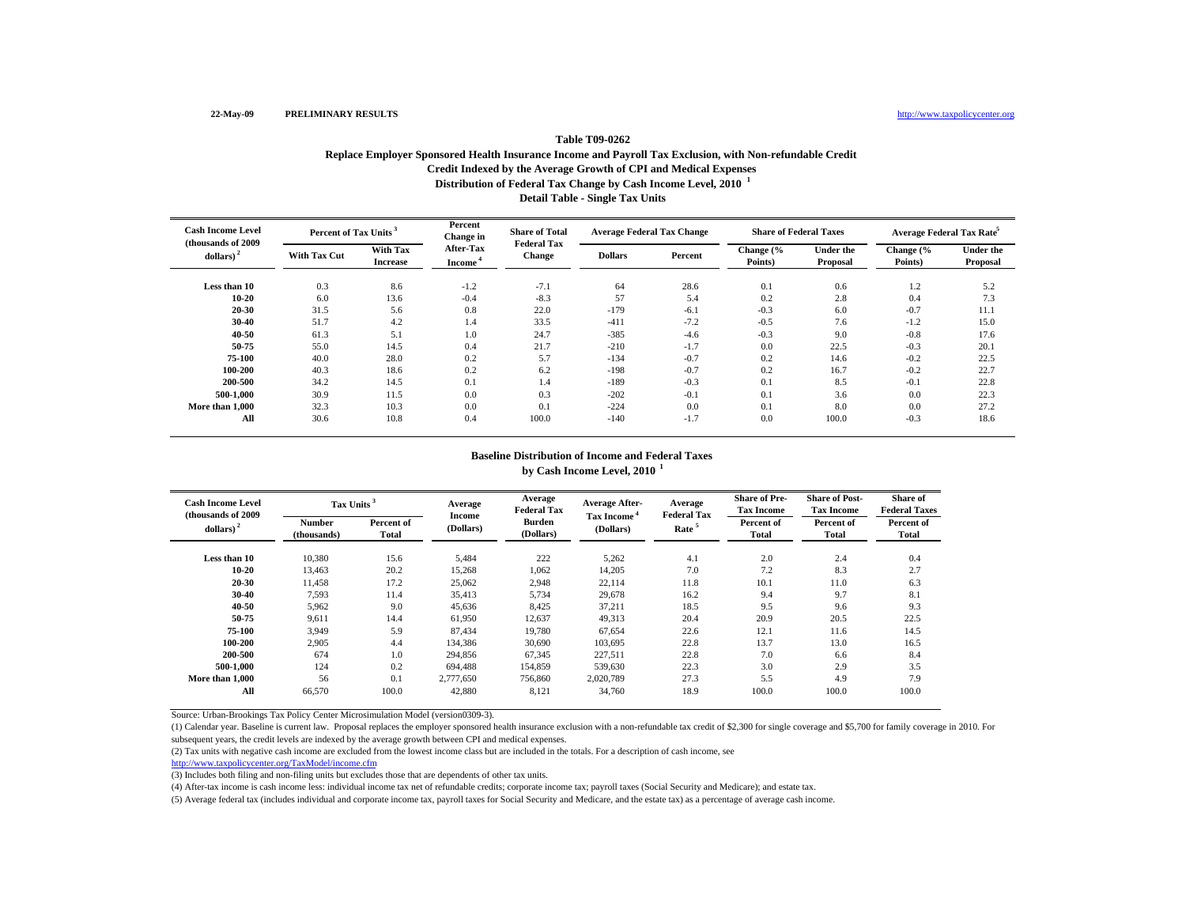22-May-09 **PRELIMINARY RESULTS** http://www.taxpolicycenter.org

**Table T09-0262**

**Replace Employer Sponsored Health Insurance Income and Payroll Tax Exclusion, with Non-refundable Credit**

**Credit Indexed by the Average Growth of CPI and Medical Expenses**

**Distribution of Federal Tax Change by Cash Income Level, 2010** [1]

**Detail Table - Single Tax Units**

| Cash Income Level (thousands of 2009 dollars) [2] | Percent of Tax Units [3] | | Percent Change in After-Tax Income [4] | Share of Total Federal Tax Change | Average Federal Tax Change | | Share of Federal Taxes | | Average Federal Tax Rate[5] | |
|---|---|---|---|---|---|---|---|---|---|---|
| | With Tax Cut | With Tax Increase | | | Dollars | Percent | Change (% Points) | Under the Proposal | Change (% Points) | Under the Proposal |
| Less than 10 | 0.3 | 8.6 | -1.2 | -7.1 | 64 | 28.6 | 0.1 | 0.6 | 1.2 | 5.2 |
| 10-20 | 6.0 | 13.6 | -0.4 | -8.3 | 57 | 5.4 | 0.2 | 2.8 | 0.4 | 7.3 |
| 20-30 | 31.5 | 5.6 | 0.8 | 22.0 | -179 | -6.1 | -0.3 | 6.0 | -0.7 | 11.1 |
| 30-40 | 51.7 | 4.2 | 1.4 | 33.5 | -411 | -7.2 | -0.5 | 7.6 | -1.2 | 15.0 |
| 40-50 | 61.3 | 5.1 | 1.0 | 24.7 | -385 | -4.6 | -0.3 | 9.0 | -0.8 | 17.6 |
| 50-75 | 55.0 | 14.5 | 0.4 | 21.7 | -210 | -1.7 | 0.0 | 22.5 | -0.3 | 20.1 |
| 75-100 | 40.0 | 28.0 | 0.2 | 5.7 | -134 | -0.7 | 0.2 | 14.6 | -0.2 | 22.5 |
| 100-200 | 40.3 | 18.6 | 0.2 | 6.2 | -198 | -0.7 | 0.2 | 16.7 | -0.2 | 22.7 |
| 200-500 | 34.2 | 14.5 | 0.1 | 1.4 | -189 | -0.3 | 0.1 | 8.5 | -0.1 | 22.8 |
| 500-1,000 | 30.9 | 11.5 | 0.0 | 0.3 | -202 | -0.1 | 0.1 | 3.6 | 0.0 | 22.3 |
| More than 1,000 | 32.3 | 10.3 | 0.0 | 0.1 | -224 | 0.0 | 0.1 | 8.0 | 0.0 | 27.2 |
| All | 30.6 | 10.8 | 0.4 | 100.0 | -140 | -1.7 | 0.0 | 100.0 | -0.3 | 18.6 |

**Baseline Distribution of Income and Federal Taxes**

**by Cash Income Level, 2010** [1]

| Cash Income Level (thousands of 2009 dollars) [2] | Tax Units [3] | | Average Income (Dollars) | Average Federal Tax Burden (Dollars) | Average After-Tax Income [4] (Dollars) | Average Federal Tax Rate [5] | Share of Pre-Tax Income | Share of Post-Tax Income | Share of Federal Taxes |
|---|---|---|---|---|---|---|---|---|---|
| | Number (thousands) | Percent of Total | | | | | Percent of Total | Percent of Total | Percent of Total |
| Less than 10 | 10,380 | 15.6 | 5,484 | 222 | 5,262 | 4.1 | 2.0 | 2.4 | 0.4 |
| 10-20 | 13,463 | 20.2 | 15,268 | 1,062 | 14,205 | 7.0 | 7.2 | 8.3 | 2.7 |
| 20-30 | 11,458 | 17.2 | 25,062 | 2,948 | 22,114 | 11.8 | 10.1 | 11.0 | 6.3 |
| 30-40 | 7,593 | 11.4 | 35,413 | 5,734 | 29,678 | 16.2 | 9.4 | 9.7 | 8.1 |
| 40-50 | 5,962 | 9.0 | 45,636 | 8,425 | 37,211 | 18.5 | 9.5 | 9.6 | 9.3 |
| 50-75 | 9,611 | 14.4 | 61,950 | 12,637 | 49,313 | 20.4 | 20.9 | 20.5 | 22.5 |
| 75-100 | 3,949 | 5.9 | 87,434 | 19,780 | 67,654 | 22.6 | 12.1 | 11.6 | 14.5 |
| 100-200 | 2,905 | 4.4 | 134,386 | 30,690 | 103,695 | 22.8 | 13.7 | 13.0 | 16.5 |
| 200-500 | 674 | 1.0 | 294,856 | 67,345 | 227,511 | 22.8 | 7.0 | 6.6 | 8.4 |
| 500-1,000 | 124 | 0.2 | 694,488 | 154,859 | 539,630 | 22.3 | 3.0 | 2.9 | 3.5 |
| More than 1,000 | 56 | 0.1 | 2,777,650 | 756,860 | 2,020,789 | 27.3 | 5.5 | 4.9 | 7.9 |
| All | 66,570 | 100.0 | 42,880 | 8,121 | 34,760 | 18.9 | 100.0 | 100.0 | 100.0 |

Source: Urban-Brookings Tax Policy Center Microsimulation Model (version0309-3).

(1) Calendar year. Baseline is current law. Proposal replaces the employer sponsored health insurance exclusion with a non-refundable tax credit of $2,300 for single coverage and $5,700 for family coverage in 2010. For subsequent years, the credit levels are indexed by the average growth between CPI and medical expenses.

(2) Tax units with negative cash income are excluded from the lowest income class but are included in the totals. For a description of cash income, see http://www.taxpolicycenter.org/TaxModel/income.cfm

(3) Includes both filing and non-filing units but excludes those that are dependents of other tax units.

(4) After-tax income is cash income less: individual income tax net of refundable credits; corporate income tax; payroll taxes (Social Security and Medicare); and estate tax.

(5) Average federal tax (includes individual and corporate income tax, payroll taxes for Social Security and Medicare, and the estate tax) as a percentage of average cash income.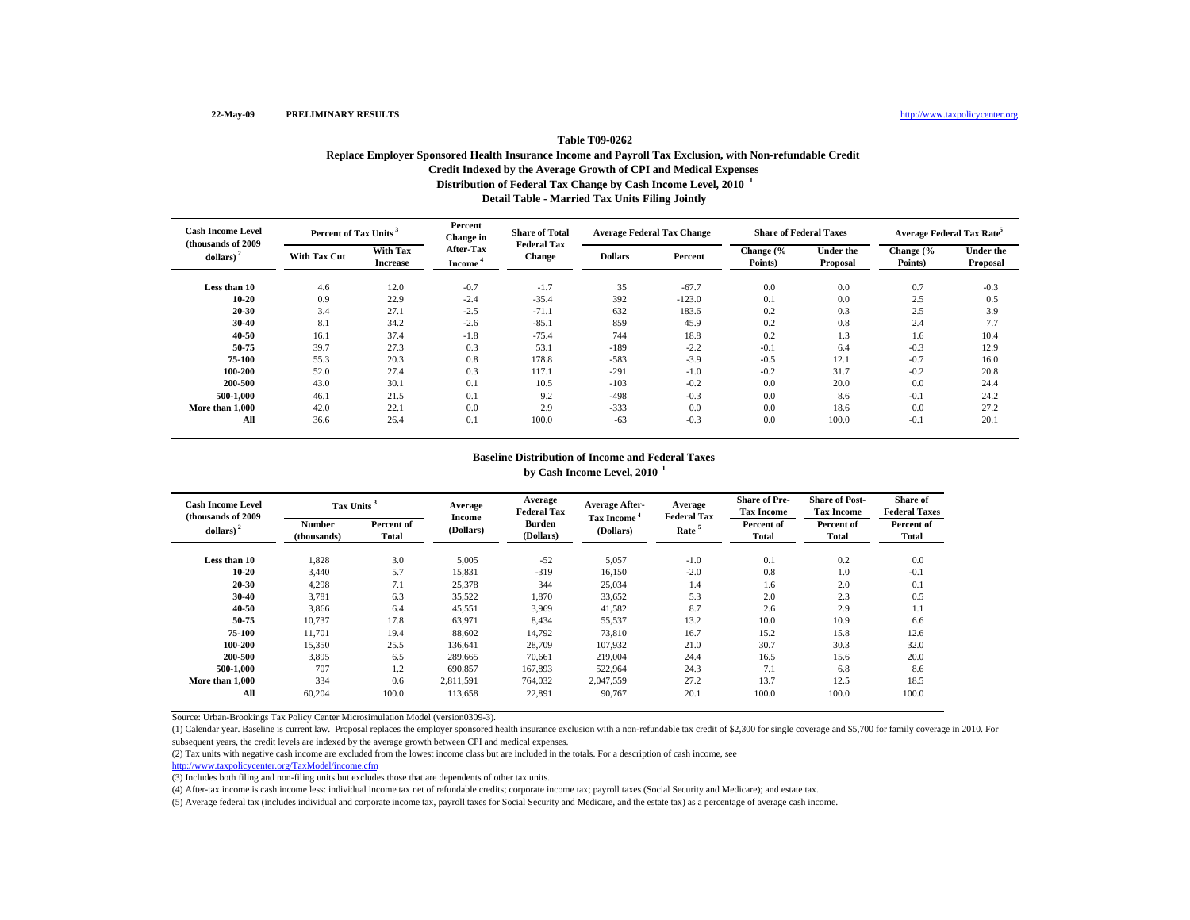22-May-09 **PRELIMINARY RESULTS** http://www.taxpolicycenter.org

### Table T09-0262

### Replace Employer Sponsored Health Insurance Income and Payroll Tax Exclusion, with Non-refundable Credit

### Credit Indexed by the Average Growth of CPI and Medical Expenses

### Distribution of Federal Tax Change by Cash Income Level, 2010 [1]

### Detail Table - Married Tax Units Filing Jointly

| Cash Income Level (thousands of 2009 dollars) [2] | Percent of Tax Units [3] | | Percent Change in After-Tax Income [4] | Share of Total Federal Tax Change | Average Federal Tax Change | | Share of Federal Taxes | | Average Federal Tax Rate [5] | |
|---|---|---|---|---|---|---|---|---|---|---|
| | With Tax Cut | With Tax Increase | | | Dollars | Percent | Change (% Points) | Under the Proposal | Change (% Points) | Under the Proposal |
| Less than 10 | 4.6 | 12.0 | -0.7 | -1.7 | 35 | -67.7 | 0.0 | 0.0 | 0.7 | -0.3 |
| 10-20 | 0.9 | 22.9 | -2.4 | -35.4 | 392 | -123.0 | 0.1 | 0.0 | 2.5 | 0.5 |
| 20-30 | 3.4 | 27.1 | -2.5 | -71.1 | 632 | 183.6 | 0.2 | 0.3 | 2.5 | 3.9 |
| 30-40 | 8.1 | 34.2 | -2.6 | -85.1 | 859 | 45.9 | 0.2 | 0.8 | 2.4 | 7.7 |
| 40-50 | 16.1 | 37.4 | -1.8 | -75.4 | 744 | 18.8 | 0.2 | 1.3 | 1.6 | 10.4 |
| 50-75 | 39.7 | 27.3 | 0.3 | 53.1 | -189 | -2.2 | -0.1 | 6.4 | -0.3 | 12.9 |
| 75-100 | 55.3 | 20.3 | 0.8 | 178.8 | -583 | -3.9 | -0.5 | 12.1 | -0.7 | 16.0 |
| 100-200 | 52.0 | 27.4 | 0.3 | 117.1 | -291 | -1.0 | -0.2 | 31.7 | -0.2 | 20.8 |
| 200-500 | 43.0 | 30.1 | 0.1 | 10.5 | -103 | -0.2 | 0.0 | 20.0 | 0.0 | 24.4 |
| 500-1,000 | 46.1 | 21.5 | 0.1 | 9.2 | -498 | -0.3 | 0.0 | 8.6 | -0.1 | 24.2 |
| More than 1,000 | 42.0 | 22.1 | 0.0 | 2.9 | -333 | 0.0 | 0.0 | 18.6 | 0.0 | 27.2 |
| All | 36.6 | 26.4 | 0.1 | 100.0 | -63 | -0.3 | 0.0 | 100.0 | -0.1 | 20.1 |

### Baseline Distribution of Income and Federal Taxes

### by Cash Income Level, 2010 [1]

| Cash Income Level (thousands of 2009 dollars) [2] | Tax Units [3] | | Average Income (Dollars) | Average Federal Tax Burden (Dollars) | Average After-Tax Income [4] (Dollars) | Average Federal Tax Rate [5] | Share of Pre-Tax Income | Share of Post-Tax Income | Share of Federal Taxes |
|---|---|---|---|---|---|---|---|---|---|
| | Number (thousands) | Percent of Total | | | | | Percent of Total | Percent of Total | Percent of Total |
| Less than 10 | 1,828 | 3.0 | 5,005 | -52 | 5,057 | -1.0 | 0.1 | 0.2 | 0.0 |
| 10-20 | 3,440 | 5.7 | 15,831 | -319 | 16,150 | -2.0 | 0.8 | 1.0 | -0.1 |
| 20-30 | 4,298 | 7.1 | 25,378 | 344 | 25,034 | 1.4 | 1.6 | 2.0 | 0.1 |
| 30-40 | 3,781 | 6.3 | 35,522 | 1,870 | 33,652 | 5.3 | 2.0 | 2.3 | 0.5 |
| 40-50 | 3,866 | 6.4 | 45,551 | 3,969 | 41,582 | 8.7 | 2.6 | 2.9 | 1.1 |
| 50-75 | 10,737 | 17.8 | 63,971 | 8,434 | 55,537 | 13.2 | 10.0 | 10.9 | 6.6 |
| 75-100 | 11,701 | 19.4 | 88,602 | 14,792 | 73,810 | 16.7 | 15.2 | 15.8 | 12.6 |
| 100-200 | 15,350 | 25.5 | 136,641 | 28,709 | 107,932 | 21.0 | 30.7 | 30.3 | 32.0 |
| 200-500 | 3,895 | 6.5 | 289,665 | 70,661 | 219,004 | 24.4 | 16.5 | 15.6 | 20.0 |
| 500-1,000 | 707 | 1.2 | 690,857 | 167,893 | 522,964 | 24.3 | 7.1 | 6.8 | 8.6 |
| More than 1,000 | 334 | 0.6 | 2,811,591 | 764,032 | 2,047,559 | 27.2 | 13.7 | 12.5 | 18.5 |
| All | 60,204 | 100.0 | 113,658 | 22,891 | 90,767 | 20.1 | 100.0 | 100.0 | 100.0 |

Source: Urban-Brookings Tax Policy Center Microsimulation Model (version0309-3).

(1) Calendar year. Baseline is current law. Proposal replaces the employer sponsored health insurance exclusion with a non-refundable tax credit of $2,300 for single coverage and $5,700 for family coverage in 2010. For subsequent years, the credit levels are indexed by the average growth between CPI and medical expenses.

(2) Tax units with negative cash income are excluded from the lowest income class but are included in the totals. For a description of cash income, see http://www.taxpolicycenter.org/TaxModel/income.cfm

(3) Includes both filing and non-filing units but excludes those that are dependents of other tax units.

(4) After-tax income is cash income less: individual income tax net of refundable credits; corporate income tax; payroll taxes (Social Security and Medicare); and estate tax.

(5) Average federal tax (includes individual and corporate income tax, payroll taxes for Social Security and Medicare, and the estate tax) as a percentage of average cash income.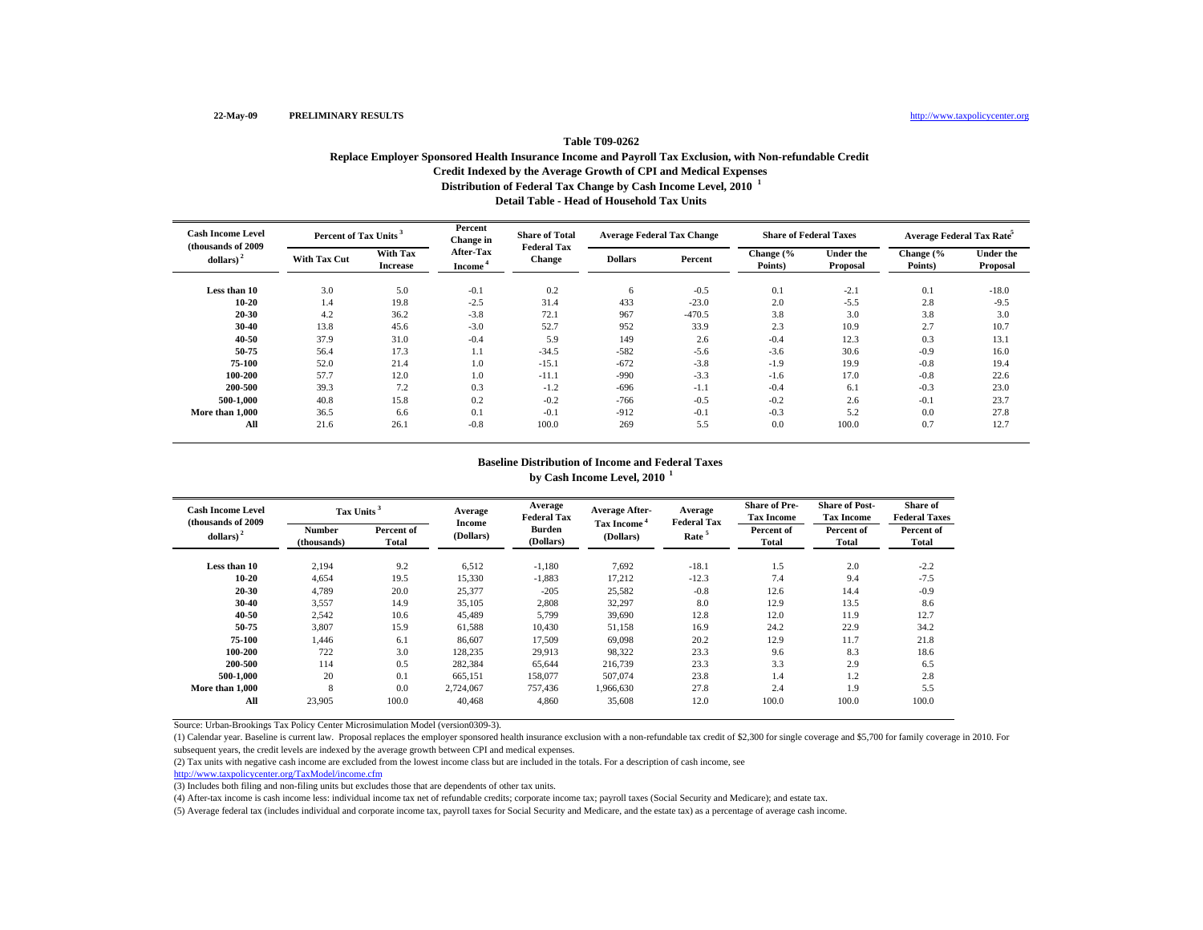22-May-09 **PRELIMINARY RESULTS** http://www.taxpolicycenter.org

**Table T09-0262**

**Replace Employer Sponsored Health Insurance Income and Payroll Tax Exclusion, with Non-refundable Credit**

**Credit Indexed by the Average Growth of CPI and Medical Expenses**

**Distribution of Federal Tax Change by Cash Income Level, 2010 [1]**

**Detail Table - Head of Household Tax Units**

| Cash Income Level (thousands of 2009 dollars) [2] | Percent of Tax Units [3] | | Percent Change in After-Tax Income [4] | Share of Total Federal Tax Change | Average Federal Tax Change | | Share of Federal Taxes | | Average Federal Tax Rate[5] | |
|---|---|---|---|---|---|---|---|---|---|---|
| | With Tax Cut | With Tax Increase | | | Dollars | Percent | Change (% Points) | Under the Proposal | Change (% Points) | Under the Proposal |
| Less than 10 | 3.0 | 5.0 | -0.1 | 0.2 | 6 | -0.5 | 0.1 | -2.1 | 0.1 | -18.0 |
| 10-20 | 1.4 | 19.8 | -2.5 | 31.4 | 433 | -23.0 | 2.0 | -5.5 | 2.8 | -9.5 |
| 20-30 | 4.2 | 36.2 | -3.8 | 72.1 | 967 | -470.5 | 3.8 | 3.0 | 3.8 | 3.0 |
| 30-40 | 13.8 | 45.6 | -3.0 | 52.7 | 952 | 33.9 | 2.3 | 10.9 | 2.7 | 10.7 |
| 40-50 | 37.9 | 31.0 | -0.4 | 5.9 | 149 | 2.6 | -0.4 | 12.3 | 0.3 | 13.1 |
| 50-75 | 56.4 | 17.3 | 1.1 | -34.5 | -582 | -5.6 | -3.6 | 30.6 | -0.9 | 16.0 |
| 75-100 | 52.0 | 21.4 | 1.0 | -15.1 | -672 | -3.8 | -1.9 | 19.9 | -0.8 | 19.4 |
| 100-200 | 57.7 | 12.0 | 1.0 | -11.1 | -990 | -3.3 | -1.6 | 17.0 | -0.8 | 22.6 |
| 200-500 | 39.3 | 7.2 | 0.3 | -1.2 | -696 | -1.1 | -0.4 | 6.1 | -0.3 | 23.0 |
| 500-1,000 | 40.8 | 15.8 | 0.2 | -0.2 | -766 | -0.5 | -0.2 | 2.6 | -0.1 | 23.7 |
| More than 1,000 | 36.5 | 6.6 | 0.1 | -0.1 | -912 | -0.1 | -0.3 | 5.2 | 0.0 | 27.8 |
| All | 21.6 | 26.1 | -0.8 | 100.0 | 269 | 5.5 | 0.0 | 100.0 | 0.7 | 12.7 |

**Baseline Distribution of Income and Federal Taxes**

**by Cash Income Level, 2010 [1]**

| Cash Income Level (thousands of 2009 dollars) [2] | Tax Units [3] | | Average Income (Dollars) | Average Federal Tax Burden (Dollars) | Average After-Tax Income [4] (Dollars) | Average Federal Tax Rate [5] | Share of Pre-Tax Income | Share of Post-Tax Income | Share of Federal Taxes |
|---|---|---|---|---|---|---|---|---|---|
| | Number (thousands) | Percent of Total | | | | | Percent of Total | Percent of Total | Percent of Total |
| Less than 10 | 2,194 | 9.2 | 6,512 | -1,180 | 7,692 | -18.1 | 1.5 | 2.0 | -2.2 |
| 10-20 | 4,654 | 19.5 | 15,330 | -1,883 | 17,212 | -12.3 | 7.4 | 9.4 | -7.5 |
| 20-30 | 4,789 | 20.0 | 25,377 | -205 | 25,582 | -0.8 | 12.6 | 14.4 | -0.9 |
| 30-40 | 3,557 | 14.9 | 35,105 | 2,808 | 32,297 | 8.0 | 12.9 | 13.5 | 8.6 |
| 40-50 | 2,542 | 10.6 | 45,489 | 5,799 | 39,690 | 12.8 | 12.0 | 11.9 | 12.7 |
| 50-75 | 3,807 | 15.9 | 61,588 | 10,430 | 51,158 | 16.9 | 24.2 | 22.9 | 34.2 |
| 75-100 | 1,446 | 6.1 | 86,607 | 17,509 | 69,098 | 20.2 | 12.9 | 11.7 | 21.8 |
| 100-200 | 722 | 3.0 | 128,235 | 29,913 | 98,322 | 23.3 | 9.6 | 8.3 | 18.6 |
| 200-500 | 114 | 0.5 | 282,384 | 65,644 | 216,739 | 23.3 | 3.3 | 2.9 | 6.5 |
| 500-1,000 | 20 | 0.1 | 665,151 | 158,077 | 507,074 | 23.8 | 1.4 | 1.2 | 2.8 |
| More than 1,000 | 8 | 0.0 | 2,724,067 | 757,436 | 1,966,630 | 27.8 | 2.4 | 1.9 | 5.5 |
| All | 23,905 | 100.0 | 40,468 | 4,860 | 35,608 | 12.0 | 100.0 | 100.0 | 100.0 |

Source: Urban-Brookings Tax Policy Center Microsimulation Model (version0309-3).

(1) Calendar year. Baseline is current law. Proposal replaces the employer sponsored health insurance exclusion with a non-refundable tax credit of $2,300 for single coverage and $5,700 for family coverage in 2010. For subsequent years, the credit levels are indexed by the average growth between CPI and medical expenses.

(2) Tax units with negative cash income are excluded from the lowest income class but are included in the totals. For a description of cash income, see http://www.taxpolicycenter.org/TaxModel/income.cfm

(3) Includes both filing and non-filing units but excludes those that are dependents of other tax units.

(4) After-tax income is cash income less: individual income tax net of refundable credits; corporate income tax; payroll taxes (Social Security and Medicare); and estate tax.

(5) Average federal tax (includes individual and corporate income tax, payroll taxes for Social Security and Medicare, and the estate tax) as a percentage of average cash income.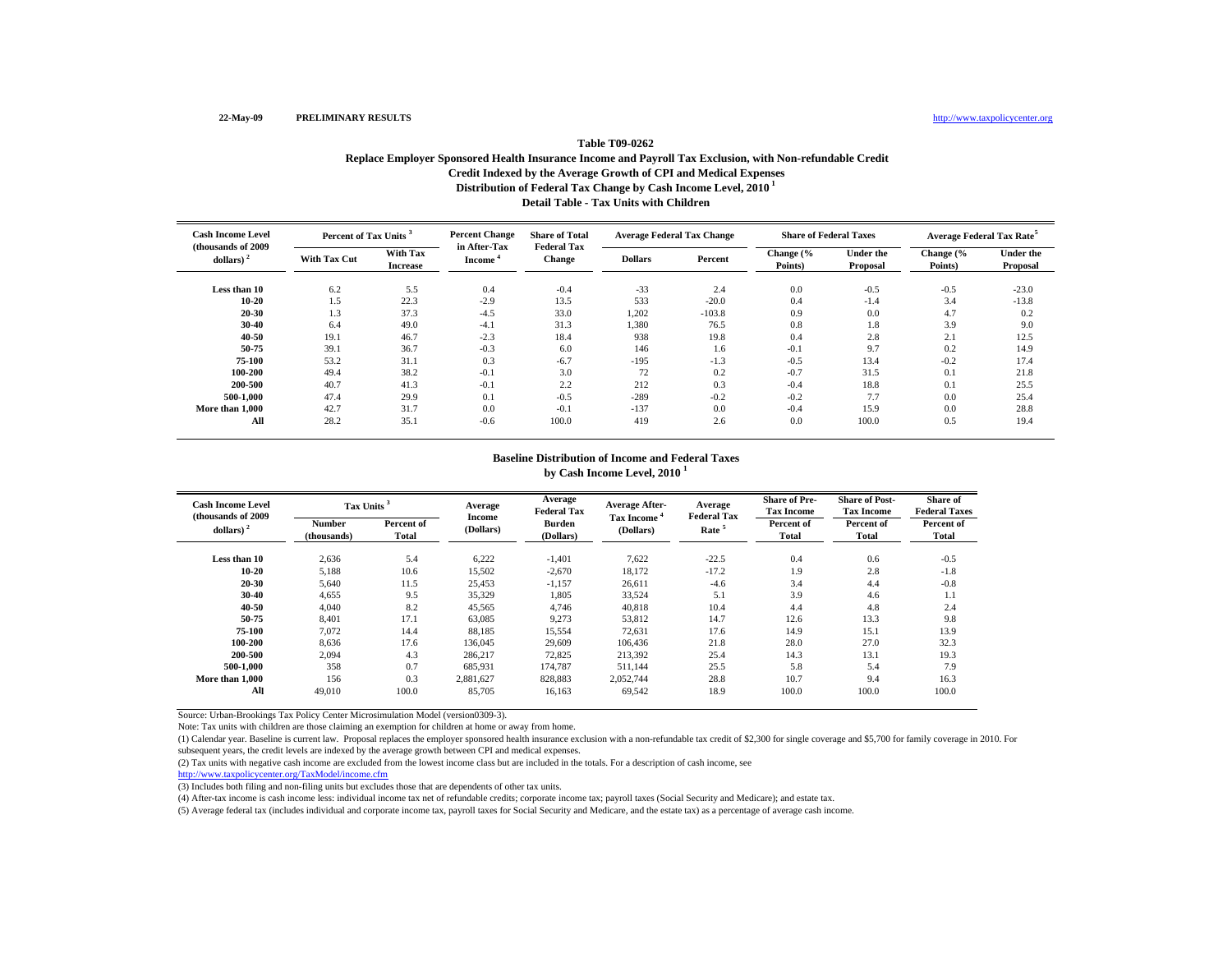22-May-09 PRELIMINARY RESULTS http://www.taxpolicycenter.org

# Table T09-0262

## Replace Employer Sponsored Health Insurance Income and Payroll Tax Exclusion, with Non-refundable Credit
## Credit Indexed by the Average Growth of CPI and Medical Expenses
## Distribution of Federal Tax Change by Cash Income Level, 2010 [1]
## Detail Table - Tax Units with Children

| Cash Income Level (thousands of 2009 dollars) [2] | Percent of Tax Units [3] | | Percent Change in After-Tax Income [4] | Share of Total Federal Tax Change | Average Federal Tax Change | | Share of Federal Taxes | | Average Federal Tax Rate [5] | |
|---|---|---|---|---|---|---|---|---|---|---|
| | With Tax Cut | With Tax Increase | | | Dollars | Percent | Change (% Points) | Under the Proposal | Change (% Points) | Under the Proposal |
| Less than 10 | 6.2 | 5.5 | 0.4 | -0.4 | -33 | 2.4 | 0.0 | -0.5 | -0.5 | -23.0 |
| 10-20 | 1.5 | 22.3 | -2.9 | 13.5 | 533 | -20.0 | 0.4 | -1.4 | 3.4 | -13.8 |
| 20-30 | 1.3 | 37.3 | -4.5 | 33.0 | 1,202 | -103.8 | 0.9 | 0.0 | 4.7 | 0.2 |
| 30-40 | 6.4 | 49.0 | -4.1 | 31.3 | 1,380 | 76.5 | 0.8 | 1.8 | 3.9 | 9.0 |
| 40-50 | 19.1 | 46.7 | -2.3 | 18.4 | 938 | 19.8 | 0.4 | 2.8 | 2.1 | 12.5 |
| 50-75 | 39.1 | 36.7 | -0.3 | 6.0 | 146 | 1.6 | -0.1 | 9.7 | 0.2 | 14.9 |
| 75-100 | 53.2 | 31.1 | 0.3 | -6.7 | -195 | -1.3 | -0.5 | 13.4 | -0.2 | 17.4 |
| 100-200 | 49.4 | 38.2 | -0.1 | 3.0 | 72 | 0.2 | -0.7 | 31.5 | 0.1 | 21.8 |
| 200-500 | 40.7 | 41.3 | -0.1 | 2.2 | 212 | 0.3 | -0.4 | 18.8 | 0.1 | 25.5 |
| 500-1,000 | 47.4 | 29.9 | 0.1 | -0.5 | -289 | -0.2 | -0.2 | 7.7 | 0.0 | 25.4 |
| More than 1,000 | 42.7 | 31.7 | 0.0 | -0.1 | -137 | 0.0 | -0.4 | 15.9 | 0.0 | 28.8 |
| All | 28.2 | 35.1 | -0.6 | 100.0 | 419 | 2.6 | 0.0 | 100.0 | 0.5 | 19.4 |

## Baseline Distribution of Income and Federal Taxes by Cash Income Level, 2010 [1]

| Cash Income Level (thousands of 2009 dollars) [2] | Tax Units [3] | | Average Income (Dollars) | Average Federal Tax Burden (Dollars) | Average After-Tax Income [4] (Dollars) | Average Federal Tax Rate [5] | Share of Pre-Tax Income | Share of Post-Tax Income | Share of Federal Taxes |
|---|---|---|---|---|---|---|---|---|---|
| | Number (thousands) | Percent of Total | | | | | Percent of Total | Percent of Total | Percent of Total |
| Less than 10 | 2,636 | 5.4 | 6,222 | -1,401 | 7,622 | -22.5 | 0.4 | 0.6 | -0.5 |
| 10-20 | 5,188 | 10.6 | 15,502 | -2,670 | 18,172 | -17.2 | 1.9 | 2.8 | -1.8 |
| 20-30 | 5,640 | 11.5 | 25,453 | -1,157 | 26,611 | -4.6 | 3.4 | 4.4 | -0.8 |
| 30-40 | 4,655 | 9.5 | 35,329 | 1,805 | 33,524 | 5.1 | 3.9 | 4.6 | 1.1 |
| 40-50 | 4,040 | 8.2 | 45,565 | 4,746 | 40,818 | 10.4 | 4.4 | 4.8 | 2.4 |
| 50-75 | 8,401 | 17.1 | 63,085 | 9,273 | 53,812 | 14.7 | 12.6 | 13.3 | 9.8 |
| 75-100 | 7,072 | 14.4 | 88,185 | 15,554 | 72,631 | 17.6 | 14.9 | 15.1 | 13.9 |
| 100-200 | 8,636 | 17.6 | 136,045 | 29,609 | 106,436 | 21.8 | 28.0 | 27.0 | 32.3 |
| 200-500 | 2,094 | 4.3 | 286,217 | 72,825 | 213,392 | 25.4 | 14.3 | 13.1 | 19.3 |
| 500-1,000 | 358 | 0.7 | 685,931 | 174,787 | 511,144 | 25.5 | 5.8 | 5.4 | 7.9 |
| More than 1,000 | 156 | 0.3 | 2,881,627 | 828,883 | 2,052,744 | 28.8 | 10.7 | 9.4 | 16.3 |
| All | 49,010 | 100.0 | 85,705 | 16,163 | 69,542 | 18.9 | 100.0 | 100.0 | 100.0 |

Source: Urban-Brookings Tax Policy Center Microsimulation Model (version0309-3).

Note: Tax units with children are those claiming an exemption for children at home or away from home.

(1) Calendar year. Baseline is current law. Proposal replaces the employer sponsored health insurance exclusion with a non-refundable tax credit of $2,300 for single coverage and $5,700 for family coverage in 2010. For subsequent years, the credit levels are indexed by the average growth between CPI and medical expenses.

(2) Tax units with negative cash income are excluded from the lowest income class but are included in the totals. For a description of cash income, see http://www.taxpolicycenter.org/TaxModel/income.cfm

(3) Includes both filing and non-filing units but excludes those that are dependents of other tax units.

(4) After-tax income is cash income less: individual income tax net of refundable credits; corporate income tax; payroll taxes (Social Security and Medicare); and estate tax.

(5) Average federal tax (includes individual and corporate income tax, payroll taxes for Social Security and Medicare, and the estate tax) as a percentage of average cash income.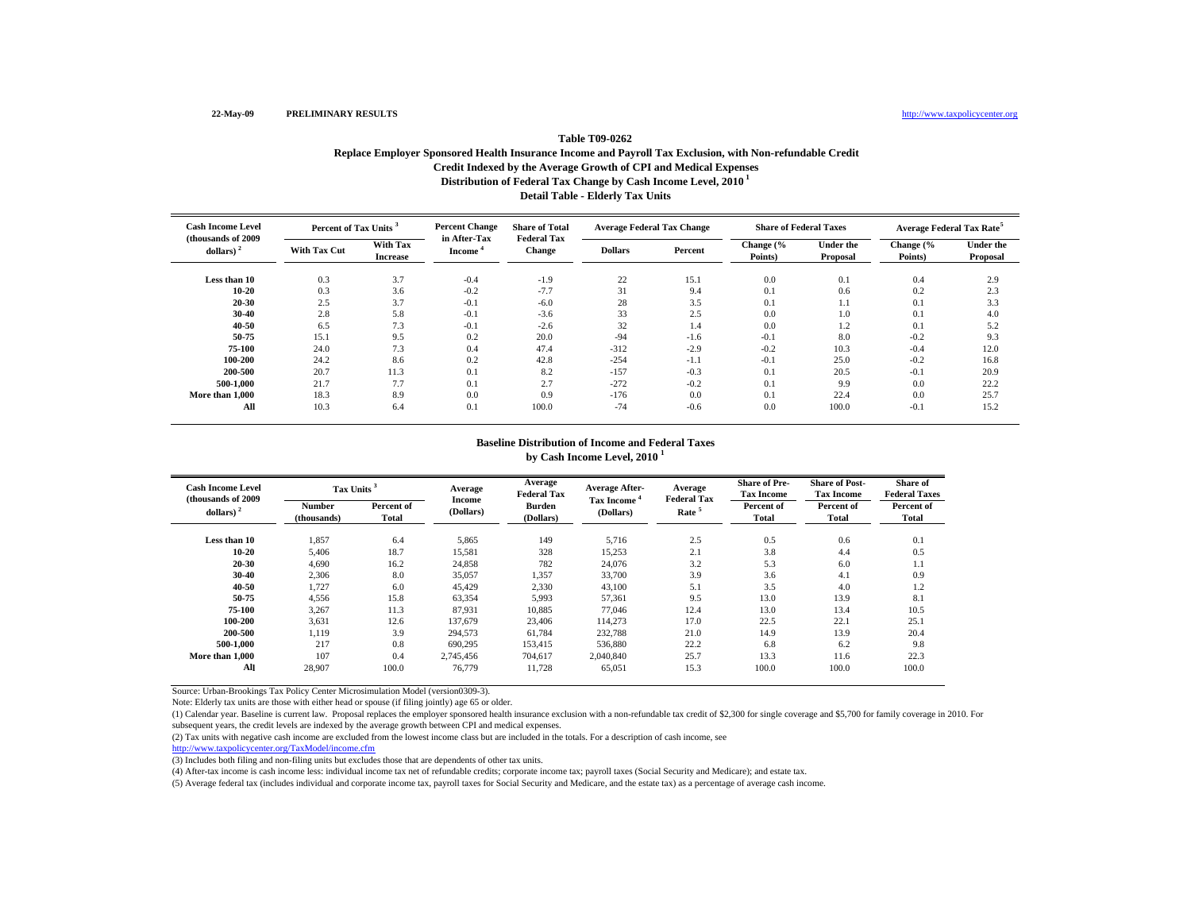22-May-09 PRELIMINARY RESULTS http://www.taxpolicycenter.org

## Table T09-0262
## Replace Employer Sponsored Health Insurance Income and Payroll Tax Exclusion, with Non-refundable Credit
## Credit Indexed by the Average Growth of CPI and Medical Expenses
## Distribution of Federal Tax Change by Cash Income Level, 2010 [1]
## Detail Table - Elderly Tax Units

| Cash Income Level (thousands of 2009 dollars) [2] | Percent of Tax Units [3] | | Percent Change in After-Tax Income [4] | Share of Total Federal Tax Change | Average Federal Tax Change | | Share of Federal Taxes | | Average Federal Tax Rate [5] | |
|---|---|---|---|---|---|---|---|---|---|---|
| | With Tax Cut | With Tax Increase | | | Dollars | Percent | Change (% Points) | Under the Proposal | Change (% Points) | Under the Proposal |
| Less than 10 | 0.3 | 3.7 | -0.4 | -1.9 | 22 | 15.1 | 0.0 | 0.1 | 0.4 | 2.9 |
| 10-20 | 0.3 | 3.6 | -0.2 | -7.7 | 31 | 9.4 | 0.1 | 0.6 | 0.2 | 2.3 |
| 20-30 | 2.5 | 3.7 | -0.1 | -6.0 | 28 | 3.5 | 0.1 | 1.1 | 0.1 | 3.3 |
| 30-40 | 2.8 | 5.8 | -0.1 | -3.6 | 33 | 2.5 | 0.0 | 1.0 | 0.1 | 4.0 |
| 40-50 | 6.5 | 7.3 | -0.1 | -2.6 | 32 | 1.4 | 0.0 | 1.2 | 0.1 | 5.2 |
| 50-75 | 15.1 | 9.5 | 0.2 | 20.0 | -94 | -1.6 | -0.1 | 8.0 | -0.2 | 9.3 |
| 75-100 | 24.0 | 7.3 | 0.4 | 47.4 | -312 | -2.9 | -0.2 | 10.3 | -0.4 | 12.0 |
| 100-200 | 24.2 | 8.6 | 0.2 | 42.8 | -254 | -1.1 | -0.1 | 25.0 | -0.2 | 16.8 |
| 200-500 | 20.7 | 11.3 | 0.1 | 8.2 | -157 | -0.3 | 0.1 | 20.5 | -0.1 | 20.9 |
| 500-1,000 | 21.7 | 7.7 | 0.1 | 2.7 | -272 | -0.2 | 0.1 | 9.9 | 0.0 | 22.2 |
| More than 1,000 | 18.3 | 8.9 | 0.0 | 0.9 | -176 | 0.0 | 0.1 | 22.4 | 0.0 | 25.7 |
| All | 10.3 | 6.4 | 0.1 | 100.0 | -74 | -0.6 | 0.0 | 100.0 | -0.1 | 15.2 |

### Baseline Distribution of Income and Federal Taxes by Cash Income Level, 2010 [1]

| Cash Income Level (thousands of 2009 dollars) [2] | Tax Units [3] | | Average Income (Dollars) | Average Federal Tax Burden (Dollars) | Average After-Tax Income [4] (Dollars) | Average Federal Tax Rate [5] | Share of Pre-Tax Income | Share of Post-Tax Income | Share of Federal Taxes |
|---|---|---|---|---|---|---|---|---|---|
| | Number (thousands) | Percent of Total | | | | | Percent of Total | Percent of Total | Percent of Total |
| Less than 10 | 1,857 | 6.4 | 5,865 | 149 | 5,716 | 2.5 | 0.5 | 0.6 | 0.1 |
| 10-20 | 5,406 | 18.7 | 15,581 | 328 | 15,253 | 2.1 | 3.8 | 4.4 | 0.5 |
| 20-30 | 4,690 | 16.2 | 24,858 | 782 | 24,076 | 3.2 | 5.3 | 6.0 | 1.1 |
| 30-40 | 2,306 | 8.0 | 35,057 | 1,357 | 33,700 | 3.9 | 3.6 | 4.1 | 0.9 |
| 40-50 | 1,727 | 6.0 | 45,429 | 2,330 | 43,100 | 5.1 | 3.5 | 4.0 | 1.2 |
| 50-75 | 4,556 | 15.8 | 63,354 | 5,993 | 57,361 | 9.5 | 13.0 | 13.9 | 8.1 |
| 75-100 | 3,267 | 11.3 | 87,931 | 10,885 | 77,046 | 12.4 | 13.0 | 13.4 | 10.5 |
| 100-200 | 3,631 | 12.6 | 137,679 | 23,406 | 114,273 | 17.0 | 22.5 | 22.1 | 25.1 |
| 200-500 | 1,119 | 3.9 | 294,573 | 61,784 | 232,788 | 21.0 | 14.9 | 13.9 | 20.4 |
| 500-1,000 | 217 | 0.8 | 690,295 | 153,415 | 536,880 | 22.2 | 6.8 | 6.2 | 9.8 |
| More than 1,000 | 107 | 0.4 | 2,745,456 | 704,617 | 2,040,840 | 25.7 | 13.3 | 11.6 | 22.3 |
| All | 28,907 | 100.0 | 76,779 | 11,728 | 65,051 | 15.3 | 100.0 | 100.0 | 100.0 |

Source: Urban-Brookings Tax Policy Center Microsimulation Model (version0309-3).

Note: Elderly tax units are those with either head or spouse (if filing jointly) age 65 or older.

(1) Calendar year. Baseline is current law. Proposal replaces the employer sponsored health insurance exclusion with a non-refundable tax credit of $2,300 for single coverage and $5,700 for family coverage in 2010. For subsequent years, the credit levels are indexed by the average growth between CPI and medical expenses.

(2) Tax units with negative cash income are excluded from the lowest income class but are included in the totals. For a description of cash income, see http://www.taxpolicycenter.org/TaxModel/income.cfm

(3) Includes both filing and non-filing units but excludes those that are dependents of other tax units.

(4) After-tax income is cash income less: individual income tax net of refundable credits; corporate income tax; payroll taxes (Social Security and Medicare); and estate tax.

(5) Average federal tax (includes individual and corporate income tax, payroll taxes for Social Security and Medicare, and the estate tax) as a percentage of average cash income.